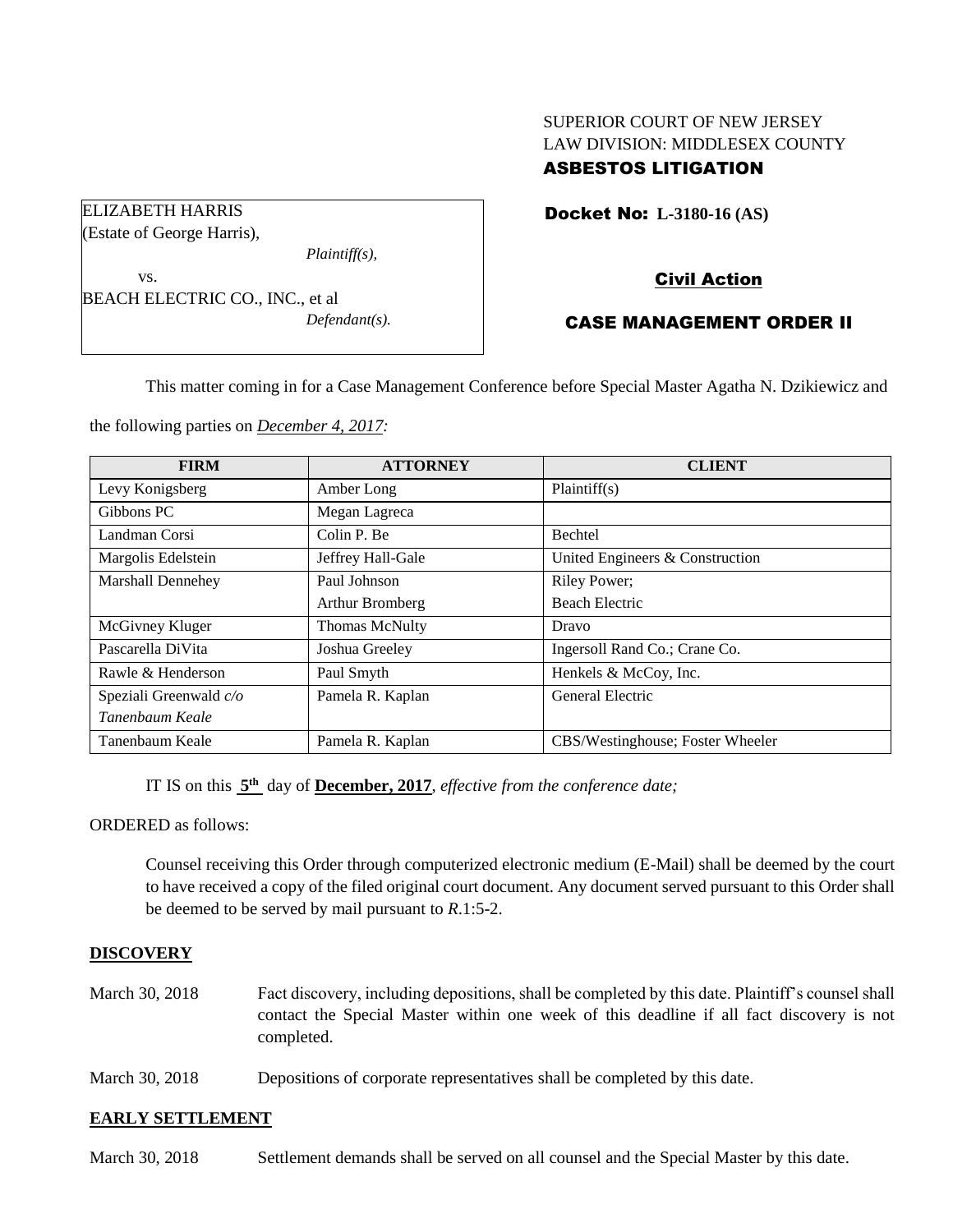SUPERIOR COURT OF NEW JERSEY
LAW DIVISION: MIDDLESEX COUNTY
**ASBESTOS LITIGATION**

| ELIZABETH HARRIS (Estate of George Harris), *Plaintiff(s),* vs. BEACH ELECTRIC CO., INC., et al *Defendant(s).* |
|---|

**Docket No: L-3180-16 (AS)**

**Civil Action**

**CASE MANAGEMENT ORDER II**

This matter coming in for a Case Management Conference before Special Master Agatha N. Dzikiewicz and the following parties on *December 4, 2017:*

| FIRM | ATTORNEY | CLIENT |
|---|---|---|
| Levy Konigsberg | Amber Long | Plaintiff(s) |
| Gibbons PC | Megan Lagreca | |
| Landman Corsi | Colin P. Be | Bechtel |
| Margolis Edelstein | Jeffrey Hall-Gale | United Engineers & Construction |
| Marshall Dennehey | Paul Johnson<br>Arthur Bromberg | Riley Power;<br>Beach Electric |
| McGivney Kluger | Thomas McNulty | Dravo |
| Pascarella DiVita | Joshua Greeley | Ingersoll Rand Co.; Crane Co. |
| Rawle & Henderson | Paul Smyth | Henkels & McCoy, Inc. |
| Speziali Greenwald *c/o Tanenbaum Keale* | Pamela R. Kaplan | General Electric |
| Tanenbaum Keale | Pamela R. Kaplan | CBS/Westinghouse; Foster Wheeler |

IT IS on this **5th** day of **December, 2017**, *effective from the conference date;*

ORDERED as follows:

Counsel receiving this Order through computerized electronic medium (E-Mail) shall be deemed by the court to have received a copy of the filed original court document. Any document served pursuant to this Order shall be deemed to be served by mail pursuant to *R*.1:5-2.

## DISCOVERY

March 30, 2018 — Fact discovery, including depositions, shall be completed by this date. Plaintiff's counsel shall contact the Special Master within one week of this deadline if all fact discovery is not completed.

March 30, 2018 — Depositions of corporate representatives shall be completed by this date.

## EARLY SETTLEMENT

March 30, 2018 — Settlement demands shall be served on all counsel and the Special Master by this date.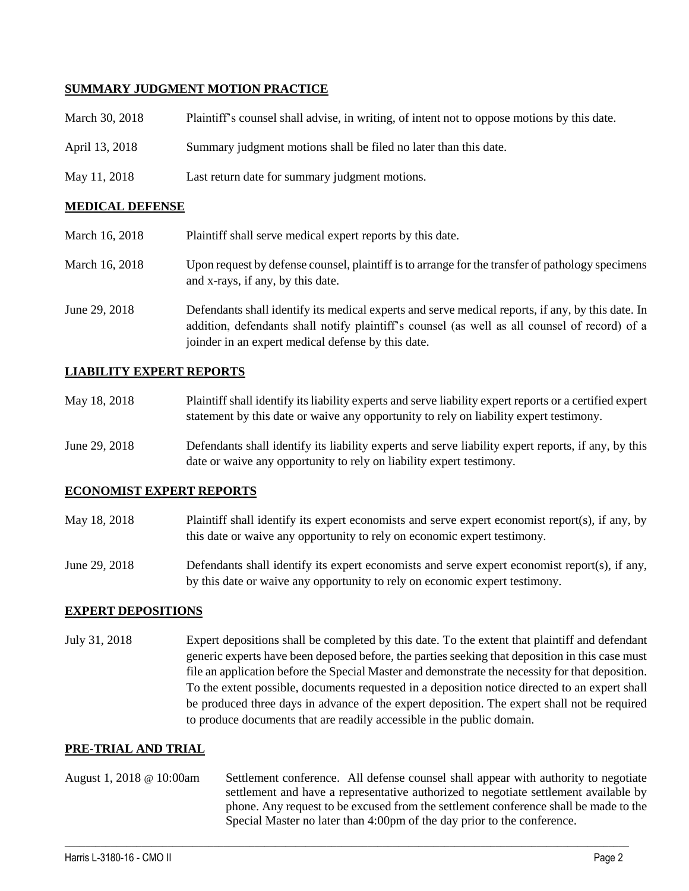**SUMMARY JUDGMENT MOTION PRACTICE**

| | |
|---|---|
| March 30, 2018 | Plaintiff's counsel shall advise, in writing, of intent not to oppose motions by this date. |
| April 13, 2018 | Summary judgment motions shall be filed no later than this date. |
| May 11, 2018 | Last return date for summary judgment motions. |

**MEDICAL DEFENSE**

| | |
|---|---|
| March 16, 2018 | Plaintiff shall serve medical expert reports by this date. |
| March 16, 2018 | Upon request by defense counsel, plaintiff is to arrange for the transfer of pathology specimens and x-rays, if any, by this date. |
| June 29, 2018 | Defendants shall identify its medical experts and serve medical reports, if any, by this date. In addition, defendants shall notify plaintiff's counsel (as well as all counsel of record) of a joinder in an expert medical defense by this date. |

**LIABILITY EXPERT REPORTS**

| | |
|---|---|
| May 18, 2018 | Plaintiff shall identify its liability experts and serve liability expert reports or a certified expert statement by this date or waive any opportunity to rely on liability expert testimony. |
| June 29, 2018 | Defendants shall identify its liability experts and serve liability expert reports, if any, by this date or waive any opportunity to rely on liability expert testimony. |

**ECONOMIST EXPERT REPORTS**

| | |
|---|---|
| May 18, 2018 | Plaintiff shall identify its expert economists and serve expert economist report(s), if any, by this date or waive any opportunity to rely on economic expert testimony. |
| June 29, 2018 | Defendants shall identify its expert economists and serve expert economist report(s), if any, by this date or waive any opportunity to rely on economic expert testimony. |

**EXPERT DEPOSITIONS**

| | |
|---|---|
| July 31, 2018 | Expert depositions shall be completed by this date. To the extent that plaintiff and defendant generic experts have been deposed before, the parties seeking that deposition in this case must file an application before the Special Master and demonstrate the necessity for that deposition. To the extent possible, documents requested in a deposition notice directed to an expert shall be produced three days in advance of the expert deposition. The expert shall not be required to produce documents that are readily accessible in the public domain. |

**PRE-TRIAL AND TRIAL**

| | |
|---|---|
| August 1, 2018 @ 10:00am | Settlement conference. All defense counsel shall appear with authority to negotiate settlement and have a representative authorized to negotiate settlement available by phone. Any request to be excused from the settlement conference shall be made to the Special Master no later than 4:00pm of the day prior to the conference. |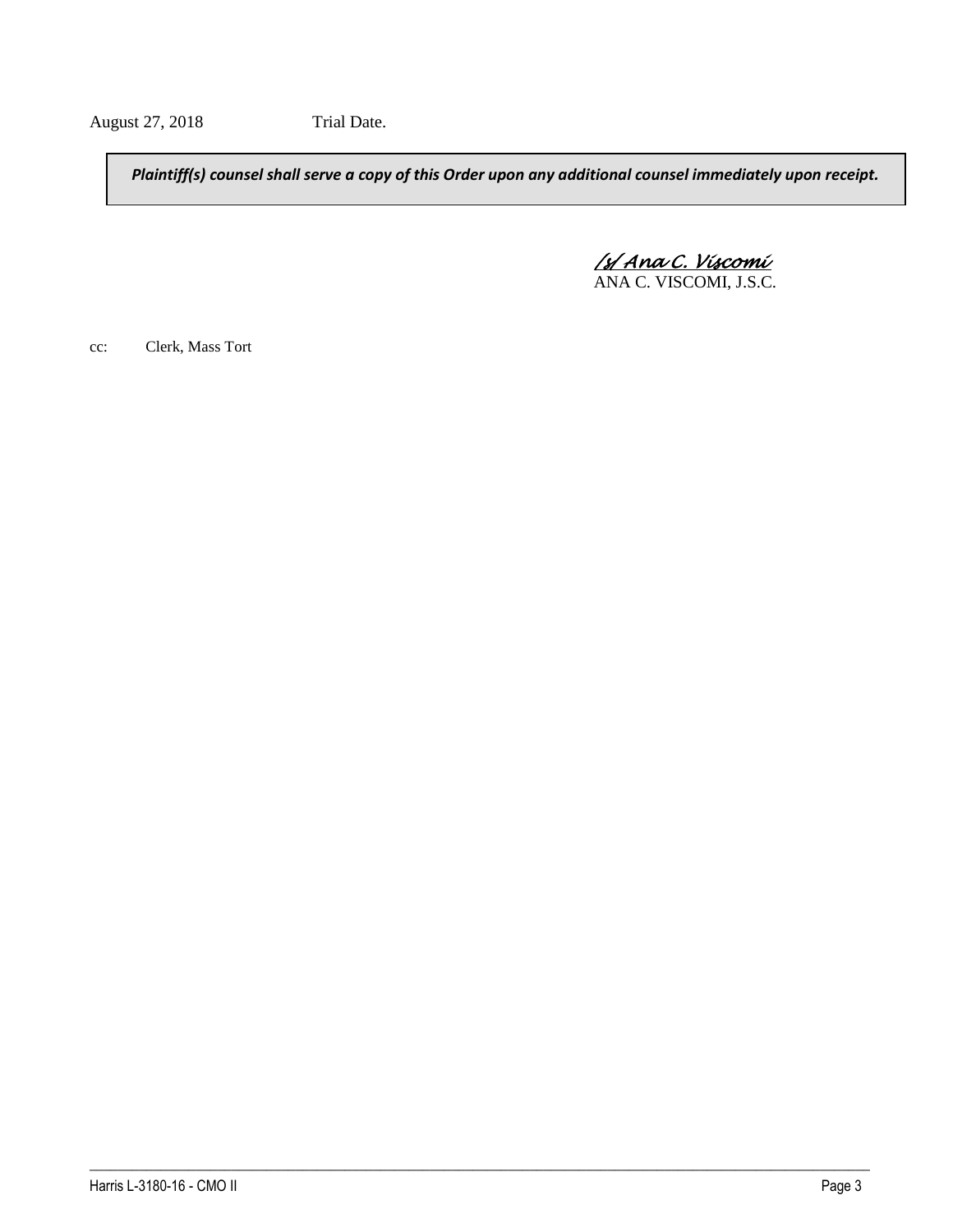| | |
|---|---|
| August 27, 2018 | Trial Date. |

***Plaintiff(s) counsel shall serve a copy of this Order upon any additional counsel immediately upon receipt.***

/s/ Ana C. Viscomi
ANA C. VISCOMI, J.S.C.

cc: Clerk, Mass Tort